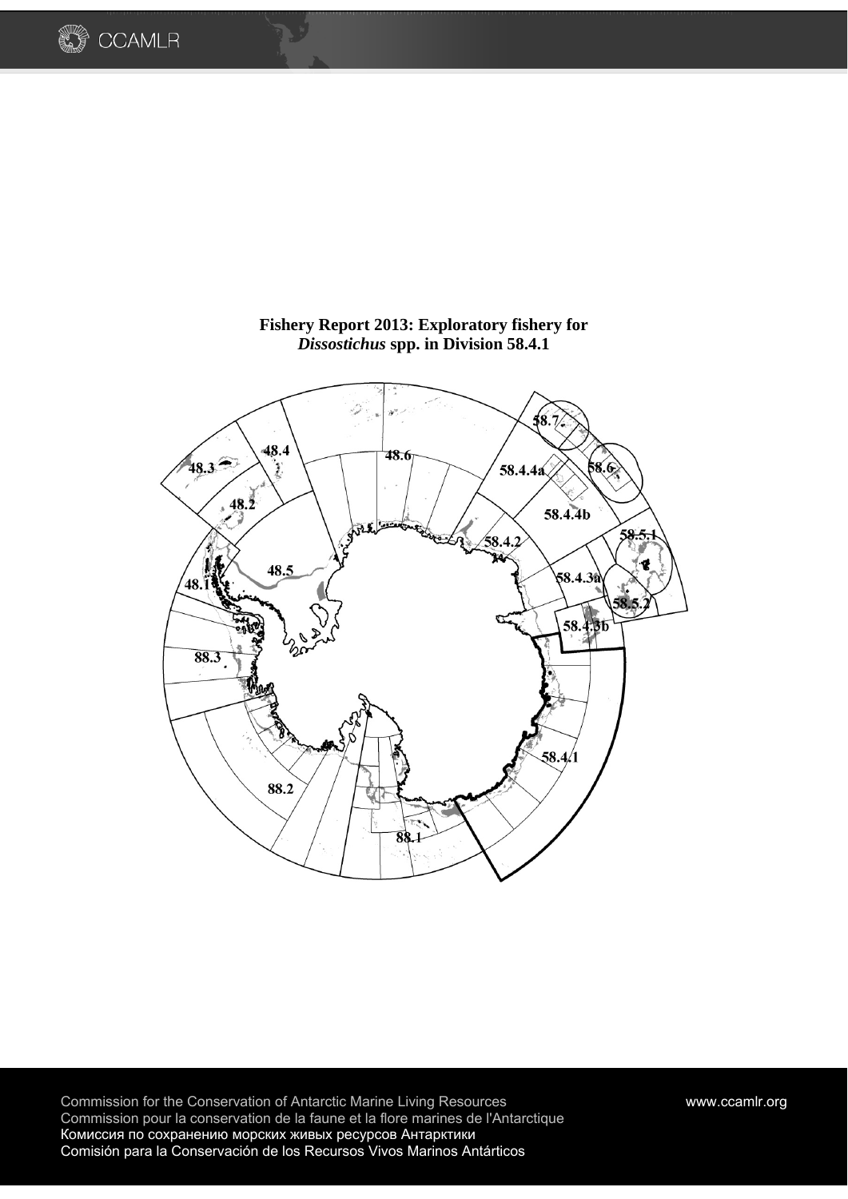# Fishery Report 2013: Exploratory fishery for *Dissostichus* spp. in Division 58.4.1

Commission for the Conservation of Antarctic Marine Living Resources
Commission pour la conservation de la faune et la flore marines de l'Antarctique
Комиссия по сохранению морских живых ресурсов Антарктики
Comisión para la Conservación de los Recursos Vivos Marinos Antárticos

www.ccamlr.org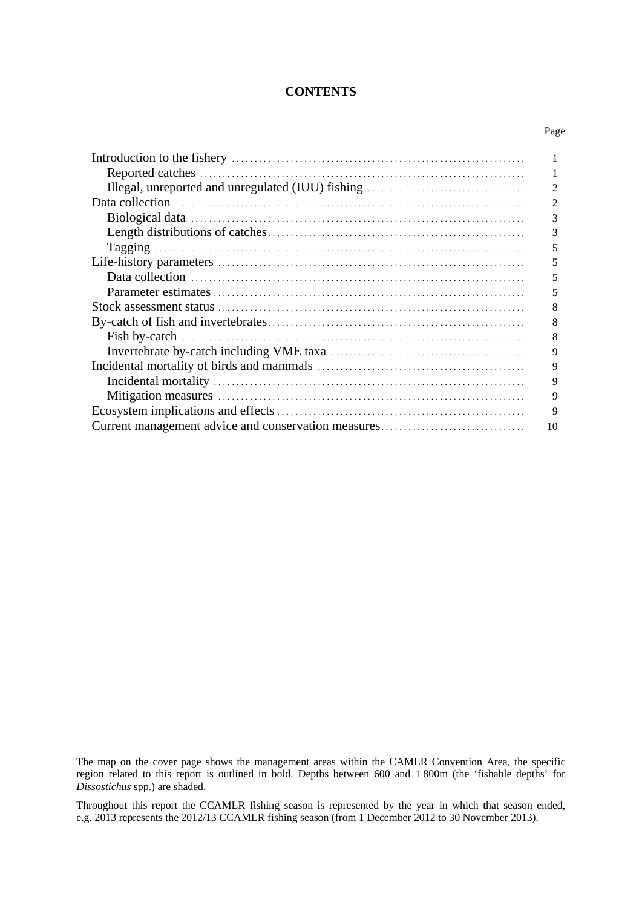# CONTENTS

| | Page |
|---|---|
| Introduction to the fishery | 1 |
| Reported catches | 1 |
| Illegal, unreported and unregulated (IUU) fishing | 2 |
| Data collection | 2 |
| Biological data | 3 |
| Length distributions of catches | 3 |
| Tagging | 5 |
| Life-history parameters | 5 |
| Data collection | 5 |
| Parameter estimates | 5 |
| Stock assessment status | 8 |
| By-catch of fish and invertebrates | 8 |
| Fish by-catch | 8 |
| Invertebrate by-catch including VME taxa | 9 |
| Incidental mortality of birds and mammals | 9 |
| Incidental mortality | 9 |
| Mitigation measures | 9 |
| Ecosystem implications and effects | 9 |
| Current management advice and conservation measures | 10 |

The map on the cover page shows the management areas within the CAMLR Convention Area, the specific region related to this report is outlined in bold. Depths between 600 and 1 800m (the 'fishable depths' for *Dissostichus* spp.) are shaded.

Throughout this report the CCAMLR fishing season is represented by the year in which that season ended, e.g. 2013 represents the 2012/13 CCAMLR fishing season (from 1 December 2012 to 30 November 2013).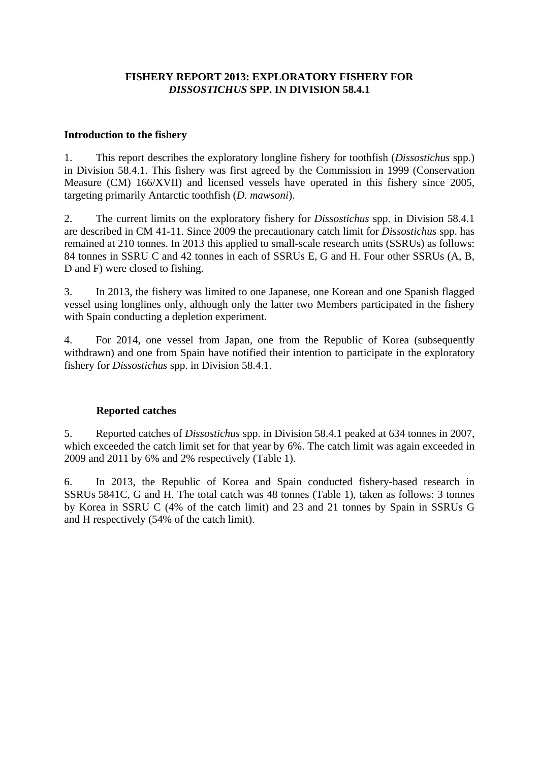# FISHERY REPORT 2013: EXPLORATORY FISHERY FOR *DISSOSTICHUS* SPP. IN DIVISION 58.4.1

## Introduction to the fishery

1. This report describes the exploratory longline fishery for toothfish (*Dissostichus* spp.) in Division 58.4.1. This fishery was first agreed by the Commission in 1999 (Conservation Measure (CM) 166/XVII) and licensed vessels have operated in this fishery since 2005, targeting primarily Antarctic toothfish (*D. mawsoni*).

2. The current limits on the exploratory fishery for *Dissostichus* spp. in Division 58.4.1 are described in CM 41-11. Since 2009 the precautionary catch limit for *Dissostichus* spp. has remained at 210 tonnes. In 2013 this applied to small-scale research units (SSRUs) as follows: 84 tonnes in SSRU C and 42 tonnes in each of SSRUs E, G and H. Four other SSRUs (A, B, D and F) were closed to fishing.

3. In 2013, the fishery was limited to one Japanese, one Korean and one Spanish flagged vessel using longlines only, although only the latter two Members participated in the fishery with Spain conducting a depletion experiment.

4. For 2014, one vessel from Japan, one from the Republic of Korea (subsequently withdrawn) and one from Spain have notified their intention to participate in the exploratory fishery for *Dissostichus* spp. in Division 58.4.1.

## Reported catches

5. Reported catches of *Dissostichus* spp. in Division 58.4.1 peaked at 634 tonnes in 2007, which exceeded the catch limit set for that year by 6%. The catch limit was again exceeded in 2009 and 2011 by 6% and 2% respectively (Table 1).

6. In 2013, the Republic of Korea and Spain conducted fishery-based research in SSRUs 5841C, G and H. The total catch was 48 tonnes (Table 1), taken as follows: 3 tonnes by Korea in SSRU C (4% of the catch limit) and 23 and 21 tonnes by Spain in SSRUs G and H respectively (54% of the catch limit).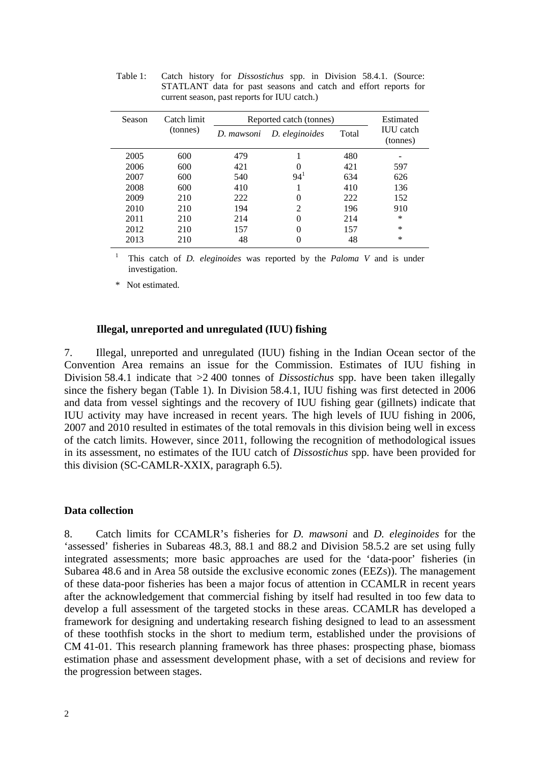Table 1: Catch history for *Dissostichus* spp. in Division 58.4.1. (Source: STATLANT data for past seasons and catch and effort reports for current season, past reports for IUU catch.)

| Season | Catch limit (tonnes) | Reported catch (tonnes) | | | Estimated IUU catch (tonnes) |
|---|---|---|---|---|---|
| | | *D. mawsoni* | *D. eleginoides* | Total | |
| 2005 | 600 | 479 | 1 | 480 | - |
| 2006 | 600 | 421 | 0 | 421 | 597 |
| 2007 | 600 | 540 | 94[1] | 634 | 626 |
| 2008 | 600 | 410 | 1 | 410 | 136 |
| 2009 | 210 | 222 | 0 | 222 | 152 |
| 2010 | 210 | 194 | 2 | 196 | 910 |
| 2011 | 210 | 214 | 0 | 214 | * |
| 2012 | 210 | 157 | 0 | 157 | * |
| 2013 | 210 | 48 | 0 | 48 | * |

[1] This catch of *D. eleginoides* was reported by the *Paloma V* and is under investigation.

\* Not estimated.

### Illegal, unreported and unregulated (IUU) fishing

7. Illegal, unreported and unregulated (IUU) fishing in the Indian Ocean sector of the Convention Area remains an issue for the Commission. Estimates of IUU fishing in Division 58.4.1 indicate that >2 400 tonnes of *Dissostichus* spp. have been taken illegally since the fishery began (Table 1). In Division 58.4.1, IUU fishing was first detected in 2006 and data from vessel sightings and the recovery of IUU fishing gear (gillnets) indicate that IUU activity may have increased in recent years. The high levels of IUU fishing in 2006, 2007 and 2010 resulted in estimates of the total removals in this division being well in excess of the catch limits. However, since 2011, following the recognition of methodological issues in its assessment, no estimates of the IUU catch of *Dissostichus* spp. have been provided for this division (SC-CAMLR-XXIX, paragraph 6.5).

## Data collection

8. Catch limits for CCAMLR's fisheries for *D. mawsoni* and *D. eleginoides* for the 'assessed' fisheries in Subareas 48.3, 88.1 and 88.2 and Division 58.5.2 are set using fully integrated assessments; more basic approaches are used for the 'data-poor' fisheries (in Subarea 48.6 and in Area 58 outside the exclusive economic zones (EEZs)). The management of these data-poor fisheries has been a major focus of attention in CCAMLR in recent years after the acknowledgement that commercial fishing by itself had resulted in too few data to develop a full assessment of the targeted stocks in these areas. CCAMLR has developed a framework for designing and undertaking research fishing designed to lead to an assessment of these toothfish stocks in the short to medium term, established under the provisions of CM 41-01. This research planning framework has three phases: prospecting phase, biomass estimation phase and assessment development phase, with a set of decisions and review for the progression between stages.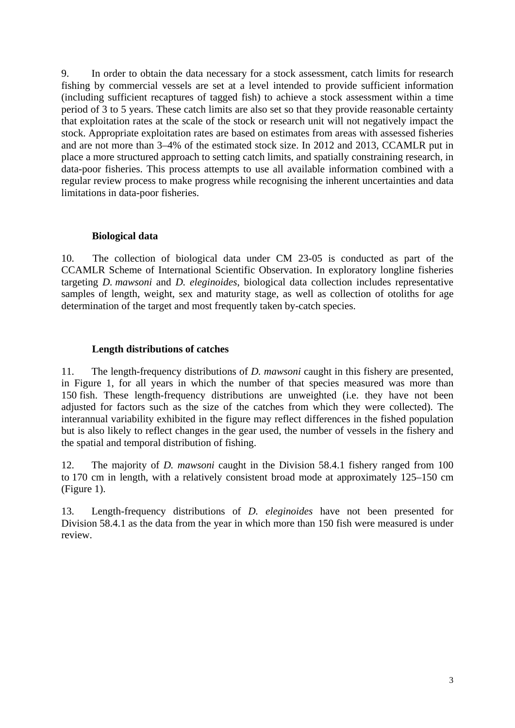9. In order to obtain the data necessary for a stock assessment, catch limits for research fishing by commercial vessels are set at a level intended to provide sufficient information (including sufficient recaptures of tagged fish) to achieve a stock assessment within a time period of 3 to 5 years. These catch limits are also set so that they provide reasonable certainty that exploitation rates at the scale of the stock or research unit will not negatively impact the stock. Appropriate exploitation rates are based on estimates from areas with assessed fisheries and are not more than 3–4% of the estimated stock size. In 2012 and 2013, CCAMLR put in place a more structured approach to setting catch limits, and spatially constraining research, in data-poor fisheries. This process attempts to use all available information combined with a regular review process to make progress while recognising the inherent uncertainties and data limitations in data-poor fisheries.

### Biological data

10. The collection of biological data under CM 23-05 is conducted as part of the CCAMLR Scheme of International Scientific Observation. In exploratory longline fisheries targeting *D. mawsoni* and *D. eleginoides*, biological data collection includes representative samples of length, weight, sex and maturity stage, as well as collection of otoliths for age determination of the target and most frequently taken by-catch species.

### Length distributions of catches

11. The length-frequency distributions of *D. mawsoni* caught in this fishery are presented, in Figure 1, for all years in which the number of that species measured was more than 150 fish. These length-frequency distributions are unweighted (i.e. they have not been adjusted for factors such as the size of the catches from which they were collected). The interannual variability exhibited in the figure may reflect differences in the fished population but is also likely to reflect changes in the gear used, the number of vessels in the fishery and the spatial and temporal distribution of fishing.

12. The majority of *D. mawsoni* caught in the Division 58.4.1 fishery ranged from 100 to 170 cm in length, with a relatively consistent broad mode at approximately 125–150 cm (Figure 1).

13. Length-frequency distributions of *D. eleginoides* have not been presented for Division 58.4.1 as the data from the year in which more than 150 fish were measured is under review.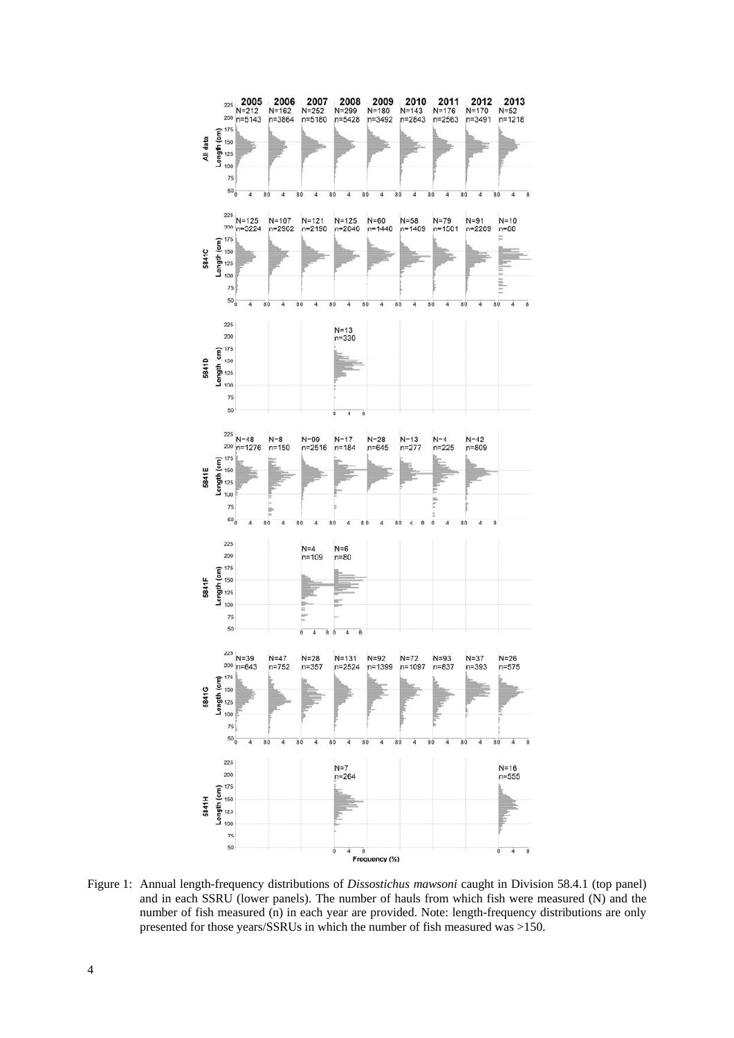Figure 1: Annual length-frequency distributions of *Dissostichus mawsoni* caught in Division 58.4.1 (top panel) and in each SSRU (lower panels). The number of hauls from which fish were measured (N) and the number of fish measured (n) in each year are provided. Note: length-frequency distributions are only presented for those years/SSRUs in which the number of fish measured was >150.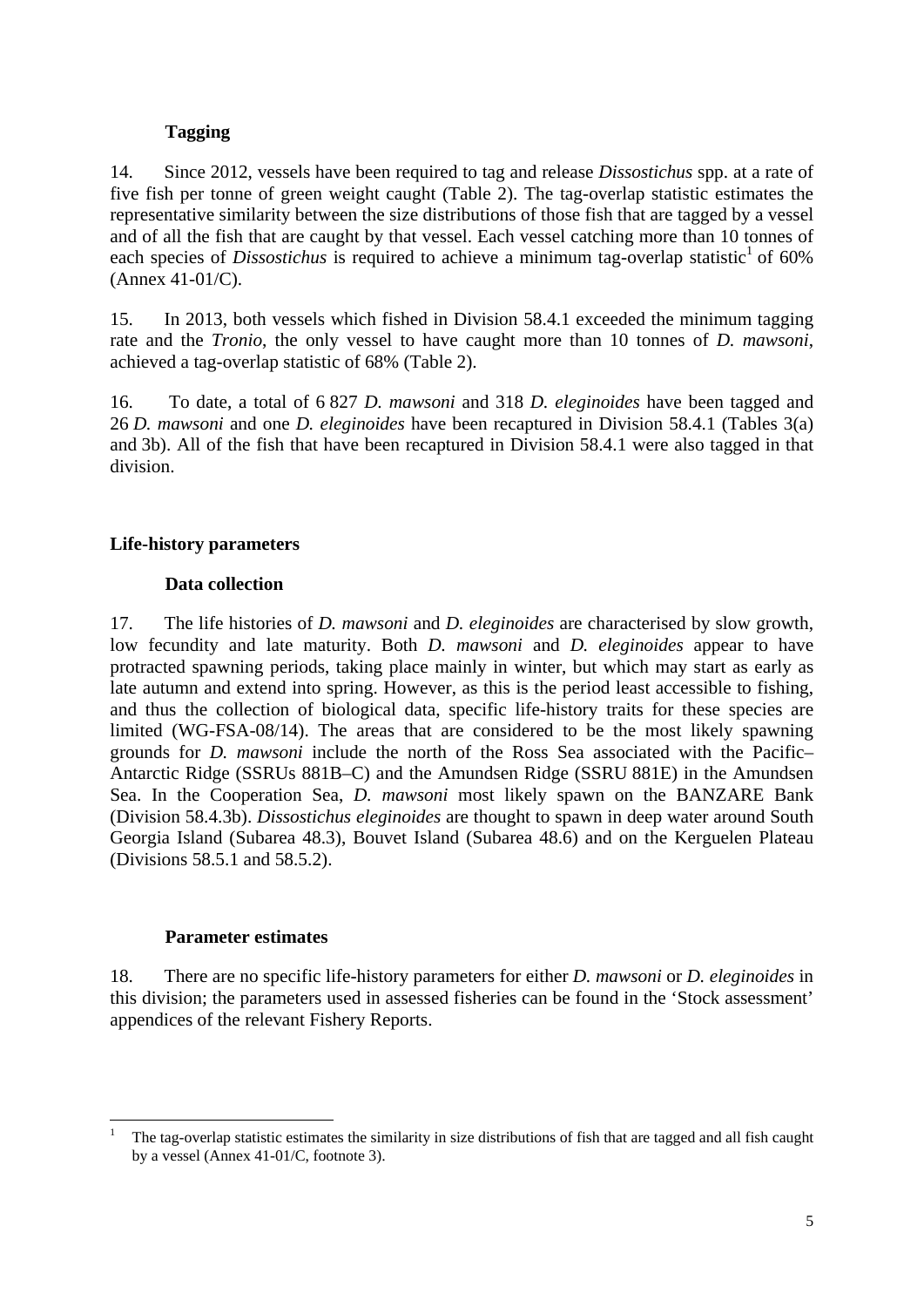### Tagging

14. Since 2012, vessels have been required to tag and release *Dissostichus* spp. at a rate of five fish per tonne of green weight caught (Table 2). The tag-overlap statistic estimates the representative similarity between the size distributions of those fish that are tagged by a vessel and of all the fish that are caught by that vessel. Each vessel catching more than 10 tonnes of each species of *Dissostichus* is required to achieve a minimum tag-overlap statistic[1] of 60% (Annex 41-01/C).

15. In 2013, both vessels which fished in Division 58.4.1 exceeded the minimum tagging rate and the *Tronio*, the only vessel to have caught more than 10 tonnes of *D. mawsoni*, achieved a tag-overlap statistic of 68% (Table 2).

16. To date, a total of 6 827 *D. mawsoni* and 318 *D. eleginoides* have been tagged and 26 *D. mawsoni* and one *D. eleginoides* have been recaptured in Division 58.4.1 (Tables 3(a) and 3b). All of the fish that have been recaptured in Division 58.4.1 were also tagged in that division.

## Life-history parameters

### Data collection

17. The life histories of *D. mawsoni* and *D. eleginoides* are characterised by slow growth, low fecundity and late maturity. Both *D. mawsoni* and *D. eleginoides* appear to have protracted spawning periods, taking place mainly in winter, but which may start as early as late autumn and extend into spring. However, as this is the period least accessible to fishing, and thus the collection of biological data, specific life-history traits for these species are limited (WG-FSA-08/14). The areas that are considered to be the most likely spawning grounds for *D. mawsoni* include the north of the Ross Sea associated with the Pacific–Antarctic Ridge (SSRUs 881B–C) and the Amundsen Ridge (SSRU 881E) in the Amundsen Sea. In the Cooperation Sea, *D. mawsoni* most likely spawn on the BANZARE Bank (Division 58.4.3b). *Dissostichus eleginoides* are thought to spawn in deep water around South Georgia Island (Subarea 48.3), Bouvet Island (Subarea 48.6) and on the Kerguelen Plateau (Divisions 58.5.1 and 58.5.2).

### Parameter estimates

18. There are no specific life-history parameters for either *D. mawsoni* or *D. eleginoides* in this division; the parameters used in assessed fisheries can be found in the 'Stock assessment' appendices of the relevant Fishery Reports.

---

[1] The tag-overlap statistic estimates the similarity in size distributions of fish that are tagged and all fish caught by a vessel (Annex 41-01/C, footnote 3).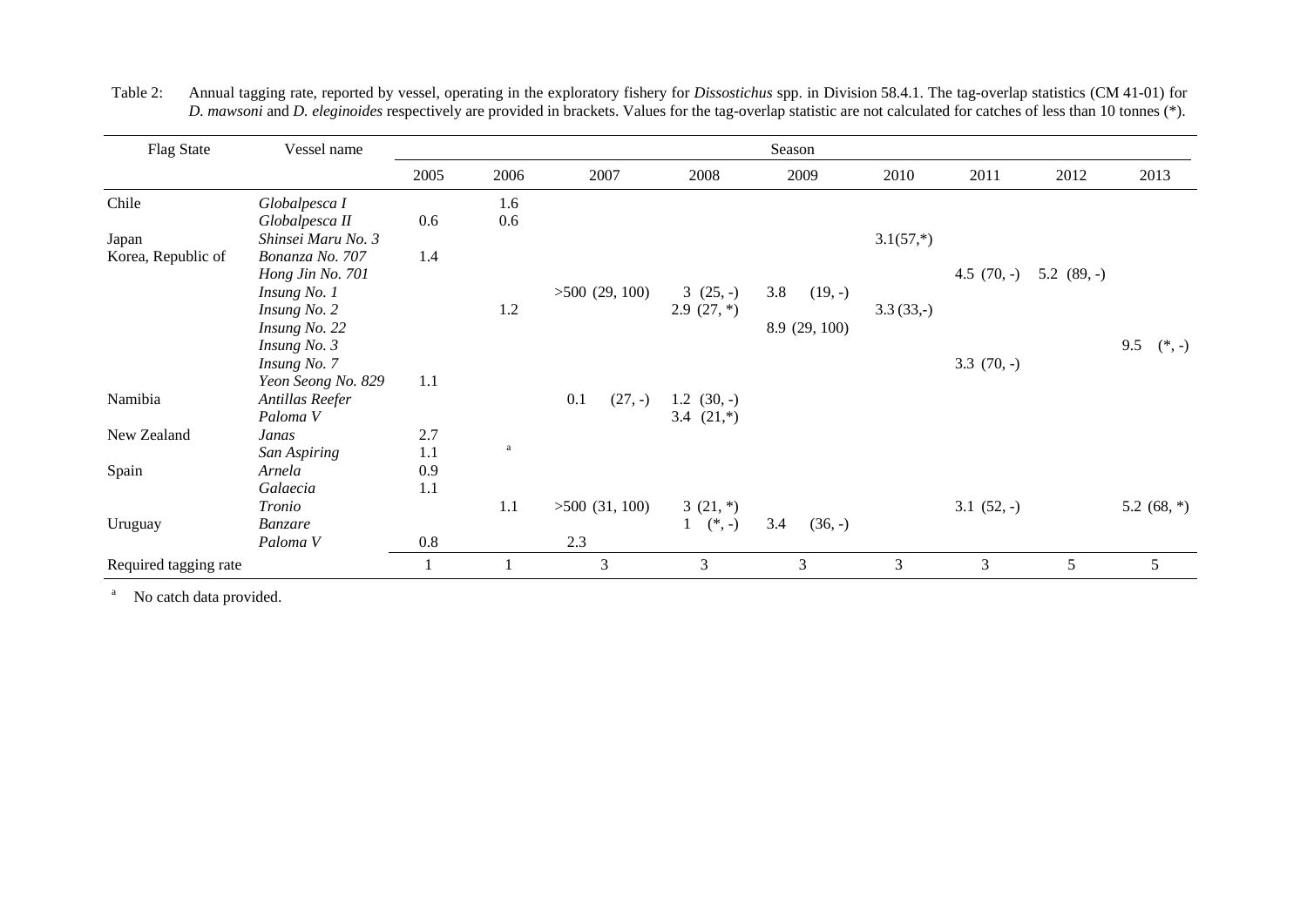Table 2: Annual tagging rate, reported by vessel, operating in the exploratory fishery for *Dissostichus* spp. in Division 58.4.1. The tag-overlap statistics (CM 41-01) for *D. mawsoni* and *D. eleginoides* respectively are provided in brackets. Values for the tag-overlap statistic are not calculated for catches of less than 10 tonnes (*).

| Flag State | Vessel name | Season | | | | | | | | |
|---|---|---|---|---|---|---|---|---|---|---|
| | | 2005 | 2006 | 2007 | 2008 | 2009 | 2010 | 2011 | 2012 | 2013 |
| Chile | *Globalpesca I* | | 1.6 | | | | | | | |
| | *Globalpesca II* | 0.6 | 0.6 | | | | | | | |
| Japan | *Shinsei Maru No. 3* | | | | | | 3.1(57,*) | | | |
| Korea, Republic of | *Bonanza No. 707* | 1.4 | | | | | | | | |
| | *Hong Jin No. 701* | | | | | | | 4.5 (70, -) | 5.2 (89, -) | |
| | *Insung No. 1* | | | >500 (29, 100) | 3 (25, -) | 3.8 (19, -) | | | | |
| | *Insung No. 2* | | 1.2 | | 2.9 (27, *) | | 3.3 (33,-) | | | |
| | *Insung No. 22* | | | | | 8.9 (29, 100) | | | | |
| | *Insung No. 3* | | | | | | | | | 9.5 (*, -) |
| | *Insung No. 7* | | | | | | | 3.3 (70, -) | | |
| | *Yeon Seong No. 829* | 1.1 | | | | | | | | |
| Namibia | *Antillas Reefer* | | | 0.1 (27, -) | 1.2 (30, -) | | | | | |
| | *Paloma V* | | | | 3.4 (21,*) | | | | | |
| New Zealand | *Janas* | 2.7 | | | | | | | | |
| | *San Aspiring* | 1.1 | [a] | | | | | | | |
| Spain | *Arnela* | 0.9 | | | | | | | | |
| | *Galaecia* | 1.1 | | | | | | | | |
| | *Tronio* | | 1.1 | >500 (31, 100) | 3 (21, *) | | | 3.1 (52, -) | | 5.2 (68, *) |
| Uruguay | *Banzare* | | | | 1 (*, -) | 3.4 (36, -) | | | | |
| | *Paloma V* | 0.8 | | 2.3 | | | | | | |
| Required tagging rate | | 1 | 1 | 3 | 3 | 3 | 3 | 3 | 5 | 5 |

[a] No catch data provided.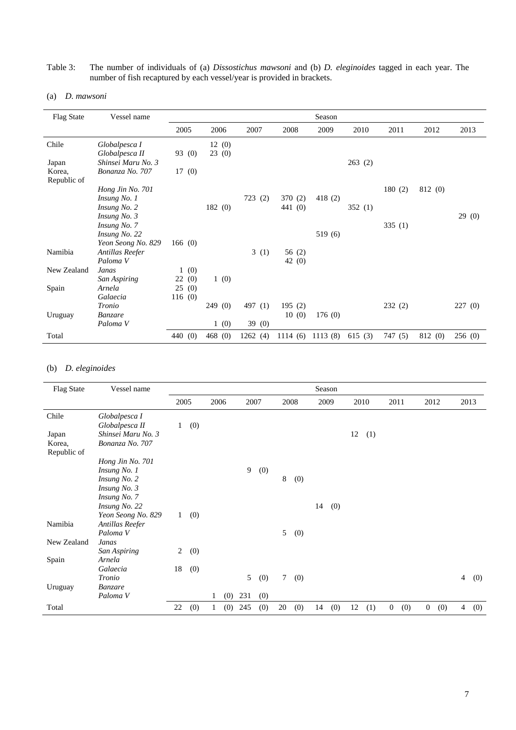Table 3: The number of individuals of (a) *Dissostichus mawsoni* and (b) *D. eleginoides* tagged in each year. The number of fish recaptured by each vessel/year is provided in brackets.

(a) *D. mawsoni*

| Flag State | Vessel name | Season | | | | | | | | |
|---|---|---|---|---|---|---|---|---|---|---|
| | | 2005 | 2006 | 2007 | 2008 | 2009 | 2010 | 2011 | 2012 | 2013 |
| Chile | *Globalpesca I* | | 12 (0) | | | | | | | |
| | *Globalpesca II* | 93 (0) | 23 (0) | | | | | | | |
| Japan | *Shinsei Maru No. 3* | | | | | | 263 (2) | | | |
| Korea, Republic of | *Bonanza No. 707* | 17 (0) | | | | | | | | |
| | *Hong Jin No. 701* | | | | | | | 180 (2) | 812 (0) | |
| | *Insung No. 1* | | | 723 (2) | 370 (2) | 418 (2) | | | | |
| | *Insung No. 2* | | 182 (0) | | 441 (0) | | 352 (1) | | | |
| | *Insung No. 3* | | | | | | | | | 29 (0) |
| | *Insung No. 7* | | | | | | | 335 (1) | | |
| | *Insung No. 22* | | | | | 519 (6) | | | | |
| | *Yeon Seong No. 829* | 166 (0) | | | | | | | | |
| Namibia | *Antillas Reefer* | | | 3 (1) | 56 (2) | | | | | |
| | *Paloma V* | | | | 42 (0) | | | | | |
| New Zealand | *Janas* | 1 (0) | | | | | | | | |
| | *San Aspiring* | 22 (0) | 1 (0) | | | | | | | |
| Spain | *Arnela* | 25 (0) | | | | | | | | |
| | *Galaecia* | 116 (0) | | | | | | | | |
| | *Tronio* | | 249 (0) | 497 (1) | 195 (2) | | | 232 (2) | | 227 (0) |
| Uruguay | *Banzare* | | | | 10 (0) | 176 (0) | | | | |
| | *Paloma V* | | 1 (0) | 39 (0) | | | | | | |
| Total | | 440 (0) | 468 (0) | 1262 (4) | 1114 (6) | 1113 (8) | 615 (3) | 747 (5) | 812 (0) | 256 (0) |

(b) *D. eleginoides*

| Flag State | Vessel name | Season | | | | | | | | |
|---|---|---|---|---|---|---|---|---|---|---|
| | | 2005 | 2006 | 2007 | 2008 | 2009 | 2010 | 2011 | 2012 | 2013 |
| Chile | *Globalpesca I* | | | | | | | | | |
| | *Globalpesca II* | 1 (0) | | | | | | | | |
| Japan | *Shinsei Maru No. 3* | | | | | | 12 (1) | | | |
| Korea, Republic of | *Bonanza No. 707* | | | | | | | | | |
| | *Hong Jin No. 701* | | | | | | | | | |
| | *Insung No. 1* | | | 9 (0) | | | | | | |
| | *Insung No. 2* | | | | 8 (0) | | | | | |
| | *Insung No. 3* | | | | | | | | | |
| | *Insung No. 7* | | | | | | | | | |
| | *Insung No. 22* | | | | | 14 (0) | | | | |
| | *Yeon Seong No. 829* | 1 (0) | | | | | | | | |
| Namibia | *Antillas Reefer* | | | | | | | | | |
| | *Paloma V* | | | | 5 (0) | | | | | |
| New Zealand | *Janas* | | | | | | | | | |
| | *San Aspiring* | 2 (0) | | | | | | | | |
| Spain | *Arnela* | | | | | | | | | |
| | *Galaecia* | 18 (0) | | | | | | | | |
| | *Tronio* | | | 5 (0) | 7 (0) | | | | | 4 (0) |
| Uruguay | *Banzare* | | | | | | | | | |
| | *Paloma V* | | 1 (0) | 231 (0) | | | | | | |
| Total | | 22 (0) | 1 (0) | 245 (0) | 20 (0) | 14 (0) | 12 (1) | 0 (0) | 0 (0) | 4 (0) |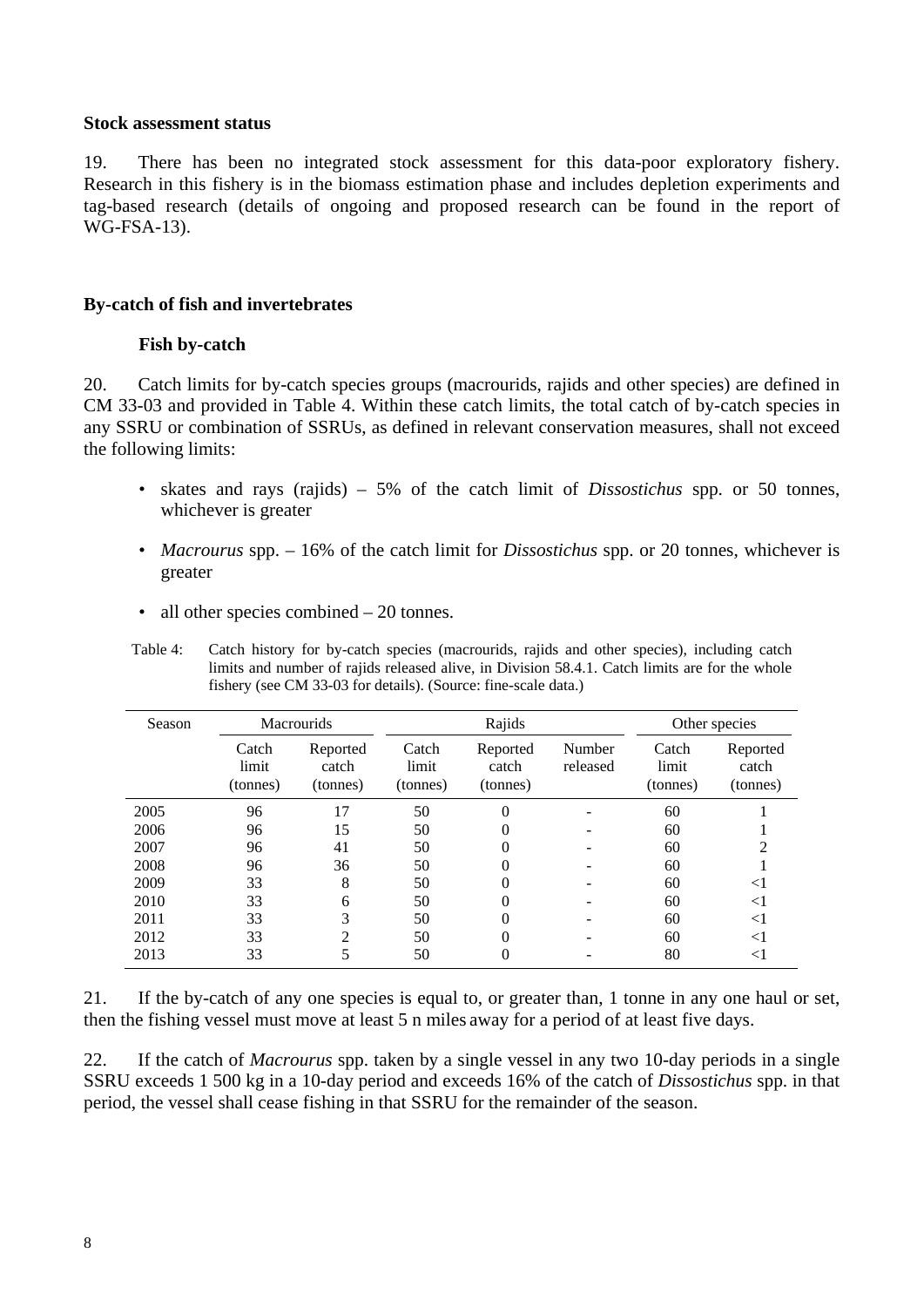**Stock assessment status**

19. There has been no integrated stock assessment for this data-poor exploratory fishery. Research in this fishery is in the biomass estimation phase and includes depletion experiments and tag-based research (details of ongoing and proposed research can be found in the report of WG-FSA-13).

**By-catch of fish and invertebrates**

**Fish by-catch**

20. Catch limits for by-catch species groups (macrourids, rajids and other species) are defined in CM 33-03 and provided in Table 4. Within these catch limits, the total catch of by-catch species in any SSRU or combination of SSRUs, as defined in relevant conservation measures, shall not exceed the following limits:

- skates and rays (rajids) – 5% of the catch limit of *Dissostichus* spp. or 50 tonnes, whichever is greater
- *Macrourus* spp. – 16% of the catch limit for *Dissostichus* spp. or 20 tonnes, whichever is greater
- all other species combined – 20 tonnes.

Table 4: Catch history for by-catch species (macrourids, rajids and other species), including catch limits and number of rajids released alive, in Division 58.4.1. Catch limits are for the whole fishery (see CM 33-03 for details). (Source: fine-scale data.)

| Season | Macrourids | | Rajids | | | Other species | |
|---|---|---|---|---|---|---|---|
| | Catch limit (tonnes) | Reported catch (tonnes) | Catch limit (tonnes) | Reported catch (tonnes) | Number released | Catch limit (tonnes) | Reported catch (tonnes) |
| 2005 | 96 | 17 | 50 | 0 | - | 60 | 1 |
| 2006 | 96 | 15 | 50 | 0 | - | 60 | 1 |
| 2007 | 96 | 41 | 50 | 0 | - | 60 | 2 |
| 2008 | 96 | 36 | 50 | 0 | - | 60 | 1 |
| 2009 | 33 | 8 | 50 | 0 | - | 60 | <1 |
| 2010 | 33 | 6 | 50 | 0 | - | 60 | <1 |
| 2011 | 33 | 3 | 50 | 0 | - | 60 | <1 |
| 2012 | 33 | 2 | 50 | 0 | - | 60 | <1 |
| 2013 | 33 | 5 | 50 | 0 | - | 80 | <1 |

21. If the by-catch of any one species is equal to, or greater than, 1 tonne in any one haul or set, then the fishing vessel must move at least 5 n miles away for a period of at least five days.

22. If the catch of *Macrourus* spp. taken by a single vessel in any two 10-day periods in a single SSRU exceeds 1 500 kg in a 10-day period and exceeds 16% of the catch of *Dissostichus* spp. in that period, the vessel shall cease fishing in that SSRU for the remainder of the season.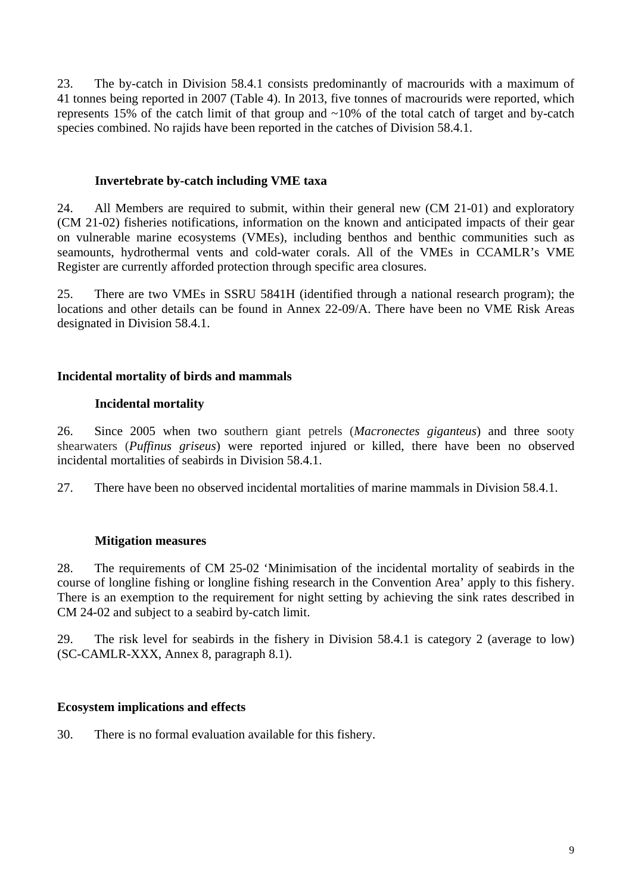23. The by-catch in Division 58.4.1 consists predominantly of macrourids with a maximum of 41 tonnes being reported in 2007 (Table 4). In 2013, five tonnes of macrourids were reported, which represents 15% of the catch limit of that group and ~10% of the total catch of target and by-catch species combined. No rajids have been reported in the catches of Division 58.4.1.

### Invertebrate by-catch including VME taxa

24. All Members are required to submit, within their general new (CM 21-01) and exploratory (CM 21-02) fisheries notifications, information on the known and anticipated impacts of their gear on vulnerable marine ecosystems (VMEs), including benthos and benthic communities such as seamounts, hydrothermal vents and cold-water corals. All of the VMEs in CCAMLR's VME Register are currently afforded protection through specific area closures.

25. There are two VMEs in SSRU 5841H (identified through a national research program); the locations and other details can be found in Annex 22-09/A. There have been no VME Risk Areas designated in Division 58.4.1.

## Incidental mortality of birds and mammals

### Incidental mortality

26. Since 2005 when two southern giant petrels (*Macronectes giganteus*) and three sooty shearwaters (*Puffinus griseus*) were reported injured or killed, there have been no observed incidental mortalities of seabirds in Division 58.4.1.

27. There have been no observed incidental mortalities of marine mammals in Division 58.4.1.

### Mitigation measures

28. The requirements of CM 25-02 'Minimisation of the incidental mortality of seabirds in the course of longline fishing or longline fishing research in the Convention Area' apply to this fishery. There is an exemption to the requirement for night setting by achieving the sink rates described in CM 24-02 and subject to a seabird by-catch limit.

29. The risk level for seabirds in the fishery in Division 58.4.1 is category 2 (average to low) (SC-CAMLR-XXX, Annex 8, paragraph 8.1).

## Ecosystem implications and effects

30. There is no formal evaluation available for this fishery.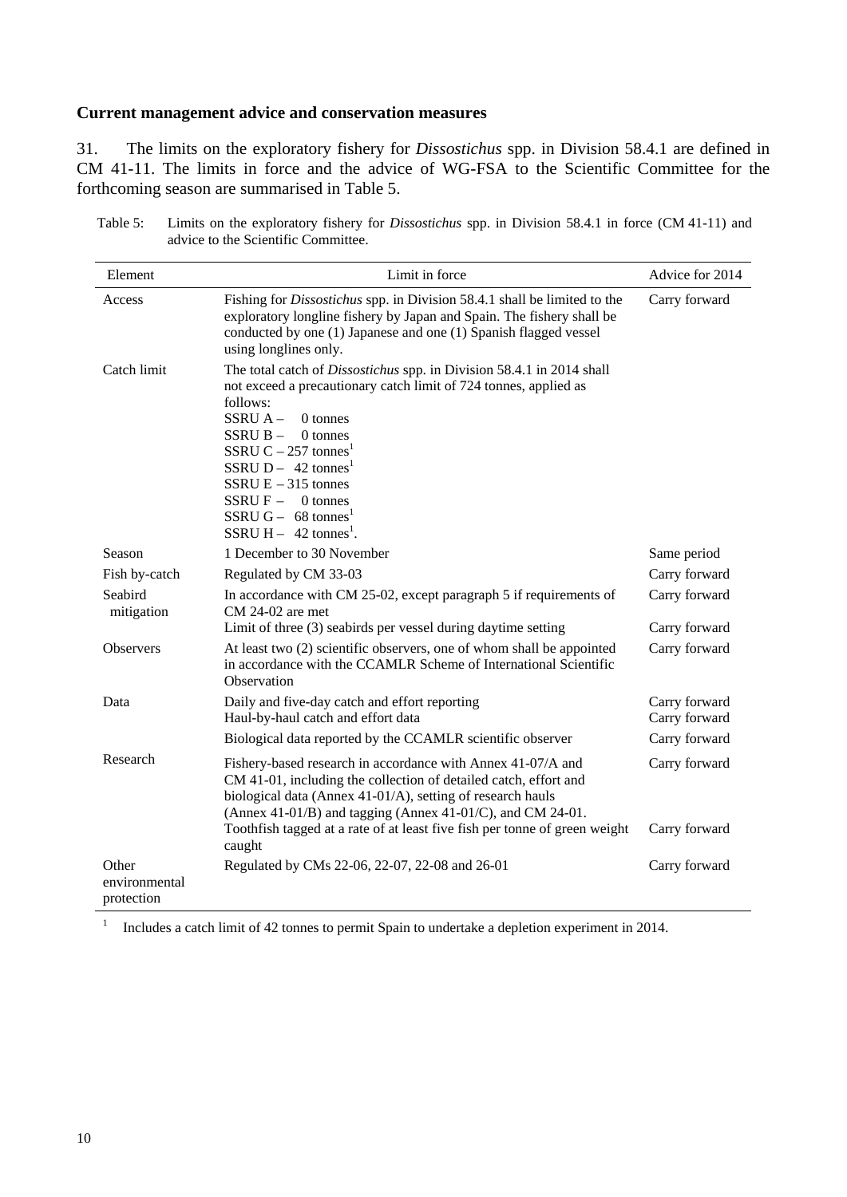## Current management advice and conservation measures

31. The limits on the exploratory fishery for *Dissostichus* spp. in Division 58.4.1 are defined in CM 41-11. The limits in force and the advice of WG-FSA to the Scientific Committee for the forthcoming season are summarised in Table 5.

Table 5: Limits on the exploratory fishery for *Dissostichus* spp. in Division 58.4.1 in force (CM 41-11) and advice to the Scientific Committee.

| Element | Limit in force | Advice for 2014 |
|---|---|---|
| Access | Fishing for *Dissostichus* spp. in Division 58.4.1 shall be limited to the exploratory longline fishery by Japan and Spain. The fishery shall be conducted by one (1) Japanese and one (1) Spanish flagged vessel using longlines only. | Carry forward |
| Catch limit | The total catch of *Dissostichus* spp. in Division 58.4.1 in 2014 shall not exceed a precautionary catch limit of 724 tonnes, applied as follows:<br>SSRU A – 0 tonnes<br>SSRU B – 0 tonnes<br>SSRU C – 257 tonnes[1]<br>SSRU D – 42 tonnes[1]<br>SSRU E – 315 tonnes<br>SSRU F – 0 tonnes<br>SSRU G – 68 tonnes[1]<br>SSRU H – 42 tonnes[1]. | |
| Season | 1 December to 30 November | Same period |
| Fish by-catch | Regulated by CM 33-03 | Carry forward |
| Seabird mitigation | In accordance with CM 25-02, except paragraph 5 if requirements of CM 24-02 are met | Carry forward |
| | Limit of three (3) seabirds per vessel during daytime setting | Carry forward |
| Observers | At least two (2) scientific observers, one of whom shall be appointed in accordance with the CCAMLR Scheme of International Scientific Observation | Carry forward |
| Data | Daily and five-day catch and effort reporting | Carry forward |
| | Haul-by-haul catch and effort data | Carry forward |
| | Biological data reported by the CCAMLR scientific observer | Carry forward |
| Research | Fishery-based research in accordance with Annex 41-07/A and CM 41-01, including the collection of detailed catch, effort and biological data (Annex 41-01/A), setting of research hauls (Annex 41-01/B) and tagging (Annex 41-01/C), and CM 24-01. | Carry forward |
| | Toothfish tagged at a rate of at least five fish per tonne of green weight caught | Carry forward |
| Other environmental protection | Regulated by CMs 22-06, 22-07, 22-08 and 26-01 | Carry forward |

[1] Includes a catch limit of 42 tonnes to permit Spain to undertake a depletion experiment in 2014.